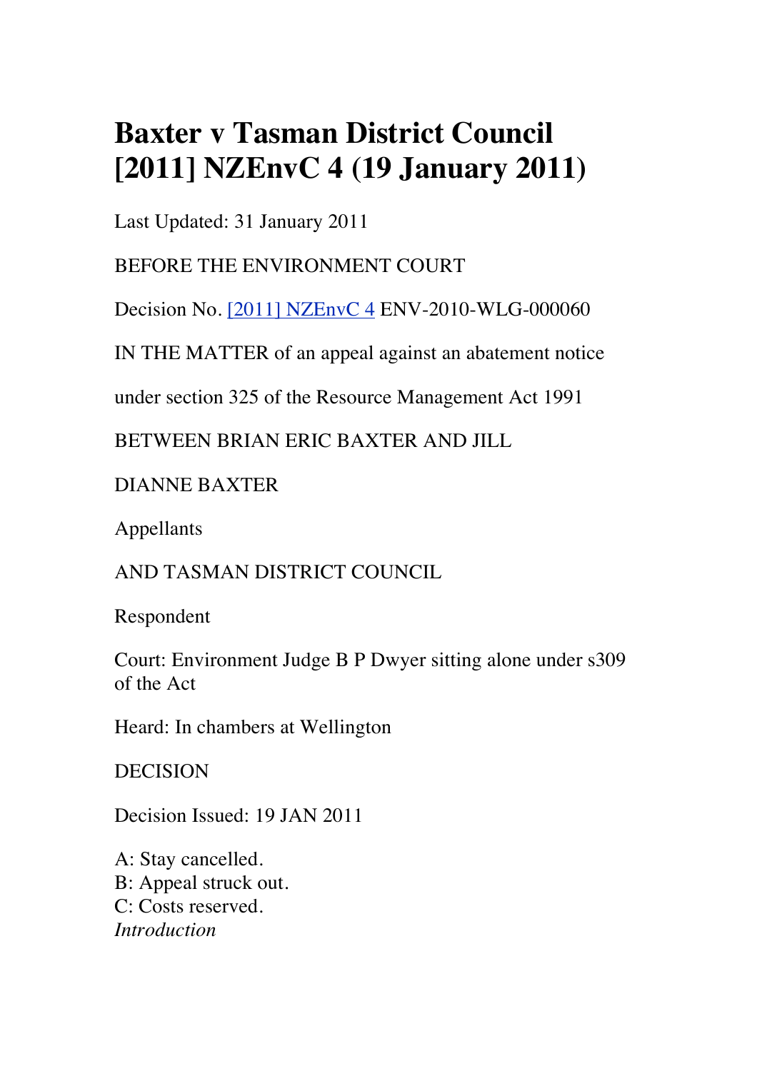# Baxter v Tasman District Council [2011] NZEnvC 4 (19 January 2011)

Last Updated: 31 January 2011

BEFORE THE ENVIRONMENT COURT

Decision No. [2011] NZEnvC 4 ENV-2010-WLG-000060

IN THE MATTER of an appeal against an abatement notice

under section 325 of the Resource Management Act 1991

BETWEEN BRIAN ERIC BAXTER AND JILL

DIANNE BAXTER

Appellants

AND TASMAN DISTRICT COUNCIL

Respondent

Court: Environment Judge B P Dwyer sitting alone under s309 of the Act

Heard: In chambers at Wellington

DECISION

Decision Issued: 19 JAN 2011

A: Stay cancelled.
B: Appeal struck out.
C: Costs reserved.

*Introduction*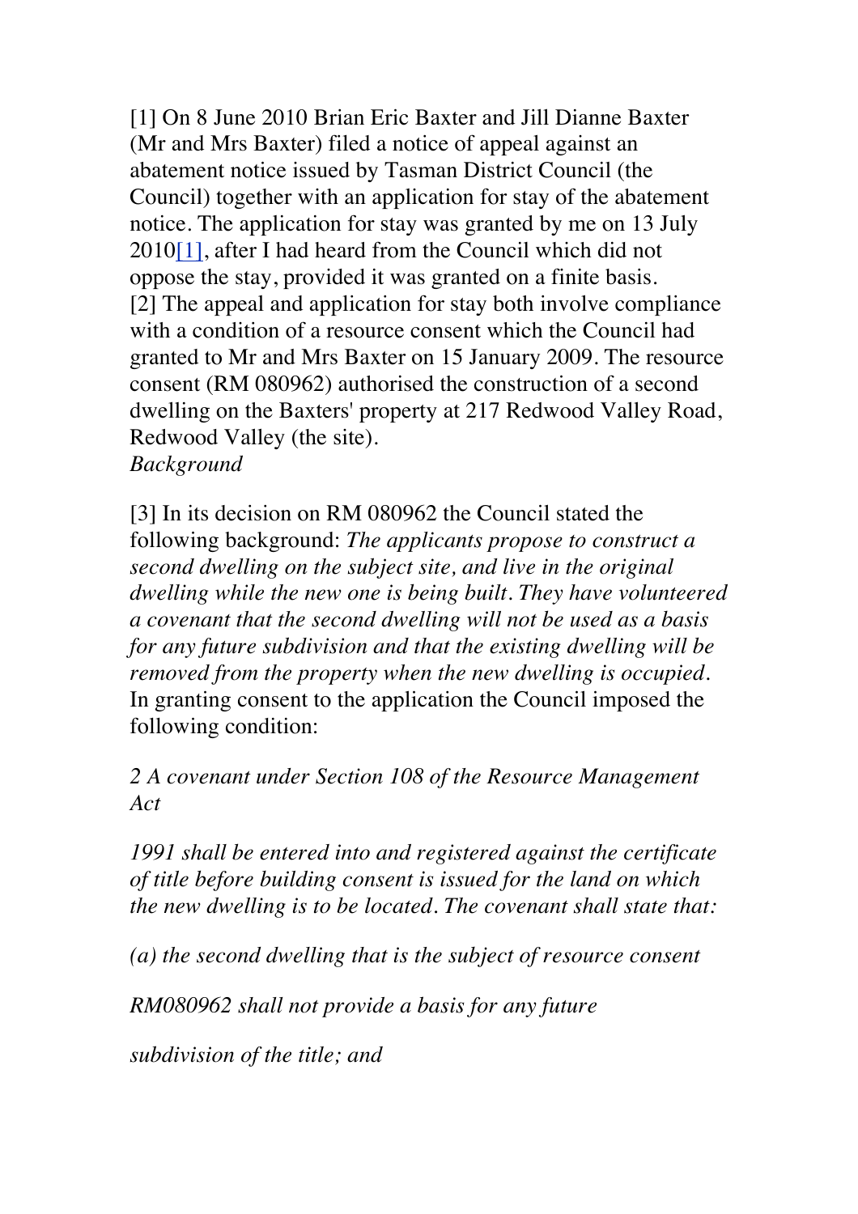[1] On 8 June 2010 Brian Eric Baxter and Jill Dianne Baxter (Mr and Mrs Baxter) filed a notice of appeal against an abatement notice issued by Tasman District Council (the Council) together with an application for stay of the abatement notice. The application for stay was granted by me on 13 July 2010[1], after I had heard from the Council which did not oppose the stay, provided it was granted on a finite basis.

[2] The appeal and application for stay both involve compliance with a condition of a resource consent which the Council had granted to Mr and Mrs Baxter on 15 January 2009. The resource consent (RM 080962) authorised the construction of a second dwelling on the Baxters' property at 217 Redwood Valley Road, Redwood Valley (the site).

*Background*

[3] In its decision on RM 080962 the Council stated the following background: *The applicants propose to construct a second dwelling on the subject site, and live in the original dwelling while the new one is being built. They have volunteered a covenant that the second dwelling will not be used as a basis for any future subdivision and that the existing dwelling will be removed from the property when the new dwelling is occupied.* In granting consent to the application the Council imposed the following condition:

*2 A covenant under Section 108 of the Resource Management Act*

*1991 shall be entered into and registered against the certificate of title before building consent is issued for the land on which the new dwelling is to be located. The covenant shall state that:*

*(a) the second dwelling that is the subject of resource consent*

*RM080962 shall not provide a basis for any future*

*subdivision of the title; and*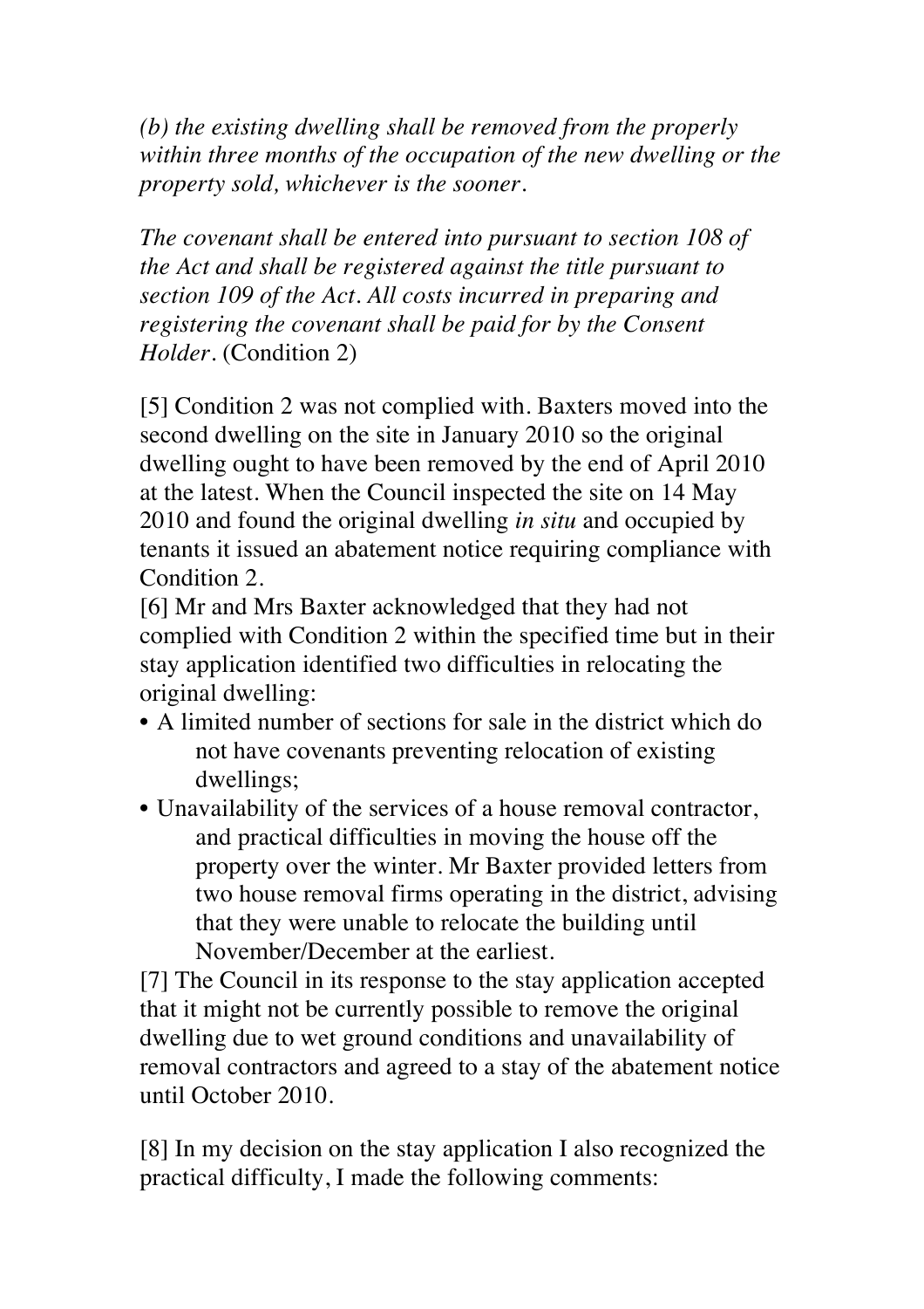*(b) the existing dwelling shall be removed from the properly within three months of the occupation of the new dwelling or the property sold, whichever is the sooner.*

*The covenant shall be entered into pursuant to section 108 of the Act and shall be registered against the title pursuant to section 109 of the Act. All costs incurred in preparing and registering the covenant shall be paid for by the Consent Holder.* (Condition 2)

[5] Condition 2 was not complied with. Baxters moved into the second dwelling on the site in January 2010 so the original dwelling ought to have been removed by the end of April 2010 at the latest. When the Council inspected the site on 14 May 2010 and found the original dwelling *in situ* and occupied by tenants it issued an abatement notice requiring compliance with Condition 2.

[6] Mr and Mrs Baxter acknowledged that they had not complied with Condition 2 within the specified time but in their stay application identified two difficulties in relocating the original dwelling:

- A limited number of sections for sale in the district which do not have covenants preventing relocation of existing dwellings;
- Unavailability of the services of a house removal contractor, and practical difficulties in moving the house off the property over the winter. Mr Baxter provided letters from two house removal firms operating in the district, advising that they were unable to relocate the building until November/December at the earliest.

[7] The Council in its response to the stay application accepted that it might not be currently possible to remove the original dwelling due to wet ground conditions and unavailability of removal contractors and agreed to a stay of the abatement notice until October 2010.

[8] In my decision on the stay application I also recognized the practical difficulty, I made the following comments: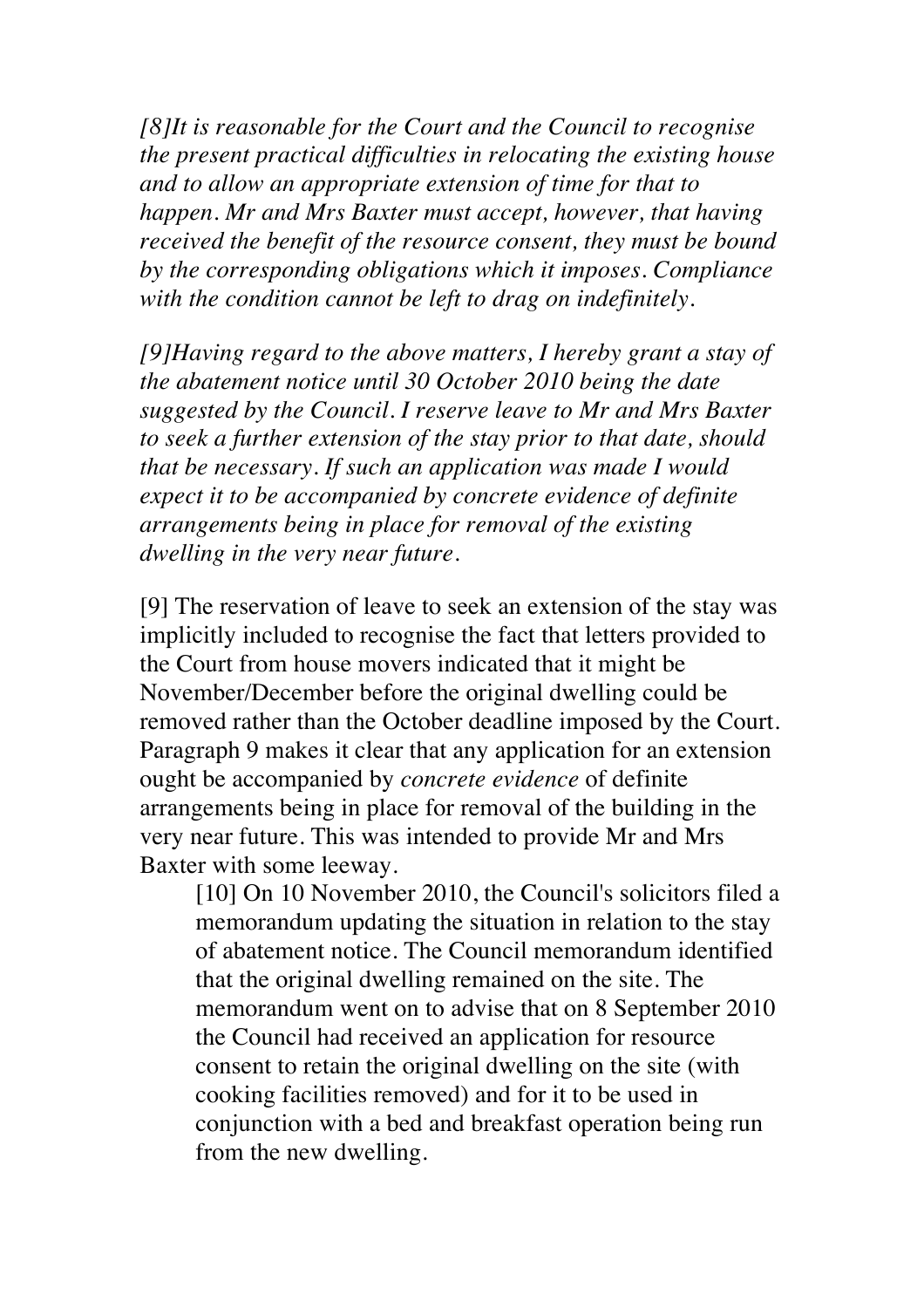*[8]It is reasonable for the Court and the Council to recognise the present practical difficulties in relocating the existing house and to allow an appropriate extension of time for that to happen. Mr and Mrs Baxter must accept, however, that having received the benefit of the resource consent, they must be bound by the corresponding obligations which it imposes. Compliance with the condition cannot be left to drag on indefinitely.*

*[9]Having regard to the above matters, I hereby grant a stay of the abatement notice until 30 October 2010 being the date suggested by the Council. I reserve leave to Mr and Mrs Baxter to seek a further extension of the stay prior to that date, should that be necessary. If such an application was made I would expect it to be accompanied by concrete evidence of definite arrangements being in place for removal of the existing dwelling in the very near future.*

[9] The reservation of leave to seek an extension of the stay was implicitly included to recognise the fact that letters provided to the Court from house movers indicated that it might be November/December before the original dwelling could be removed rather than the October deadline imposed by the Court. Paragraph 9 makes it clear that any application for an extension ought be accompanied by *concrete evidence* of definite arrangements being in place for removal of the building in the very near future. This was intended to provide Mr and Mrs Baxter with some leeway.

> [10] On 10 November 2010, the Council's solicitors filed a memorandum updating the situation in relation to the stay of abatement notice. The Council memorandum identified that the original dwelling remained on the site. The memorandum went on to advise that on 8 September 2010 the Council had received an application for resource consent to retain the original dwelling on the site (with cooking facilities removed) and for it to be used in conjunction with a bed and breakfast operation being run from the new dwelling.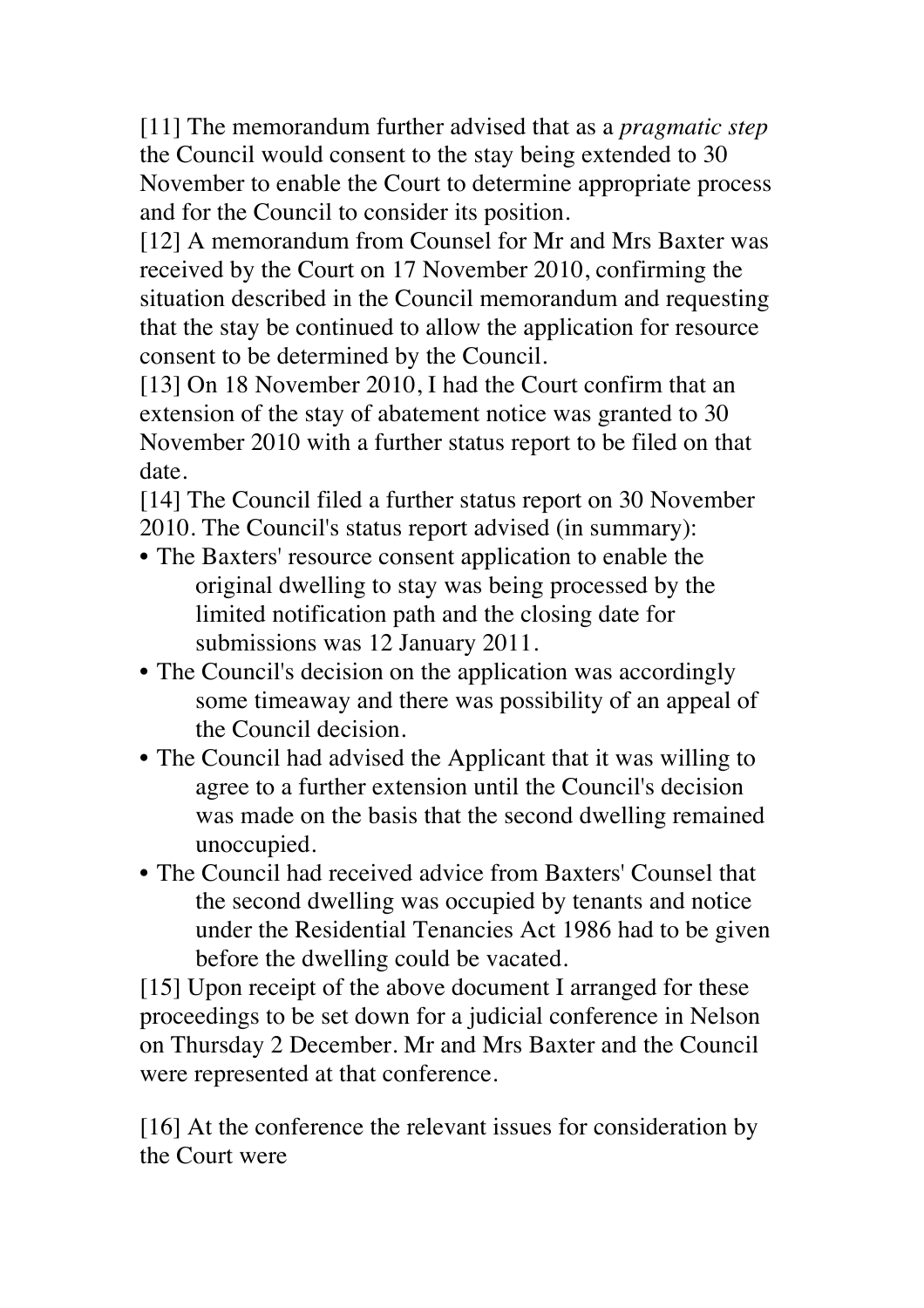[11] The memorandum further advised that as a *pragmatic step* the Council would consent to the stay being extended to 30 November to enable the Court to determine appropriate process and for the Council to consider its position.

[12] A memorandum from Counsel for Mr and Mrs Baxter was received by the Court on 17 November 2010, confirming the situation described in the Council memorandum and requesting that the stay be continued to allow the application for resource consent to be determined by the Council.

[13] On 18 November 2010, I had the Court confirm that an extension of the stay of abatement notice was granted to 30 November 2010 with a further status report to be filed on that date.

[14] The Council filed a further status report on 30 November 2010. The Council's status report advised (in summary):

- The Baxters' resource consent application to enable the original dwelling to stay was being processed by the limited notification path and the closing date for submissions was 12 January 2011.
- The Council's decision on the application was accordingly some timeaway and there was possibility of an appeal of the Council decision.
- The Council had advised the Applicant that it was willing to agree to a further extension until the Council's decision was made on the basis that the second dwelling remained unoccupied.
- The Council had received advice from Baxters' Counsel that the second dwelling was occupied by tenants and notice under the Residential Tenancies Act 1986 had to be given before the dwelling could be vacated.

[15] Upon receipt of the above document I arranged for these proceedings to be set down for a judicial conference in Nelson on Thursday 2 December. Mr and Mrs Baxter and the Council were represented at that conference.

[16] At the conference the relevant issues for consideration by the Court were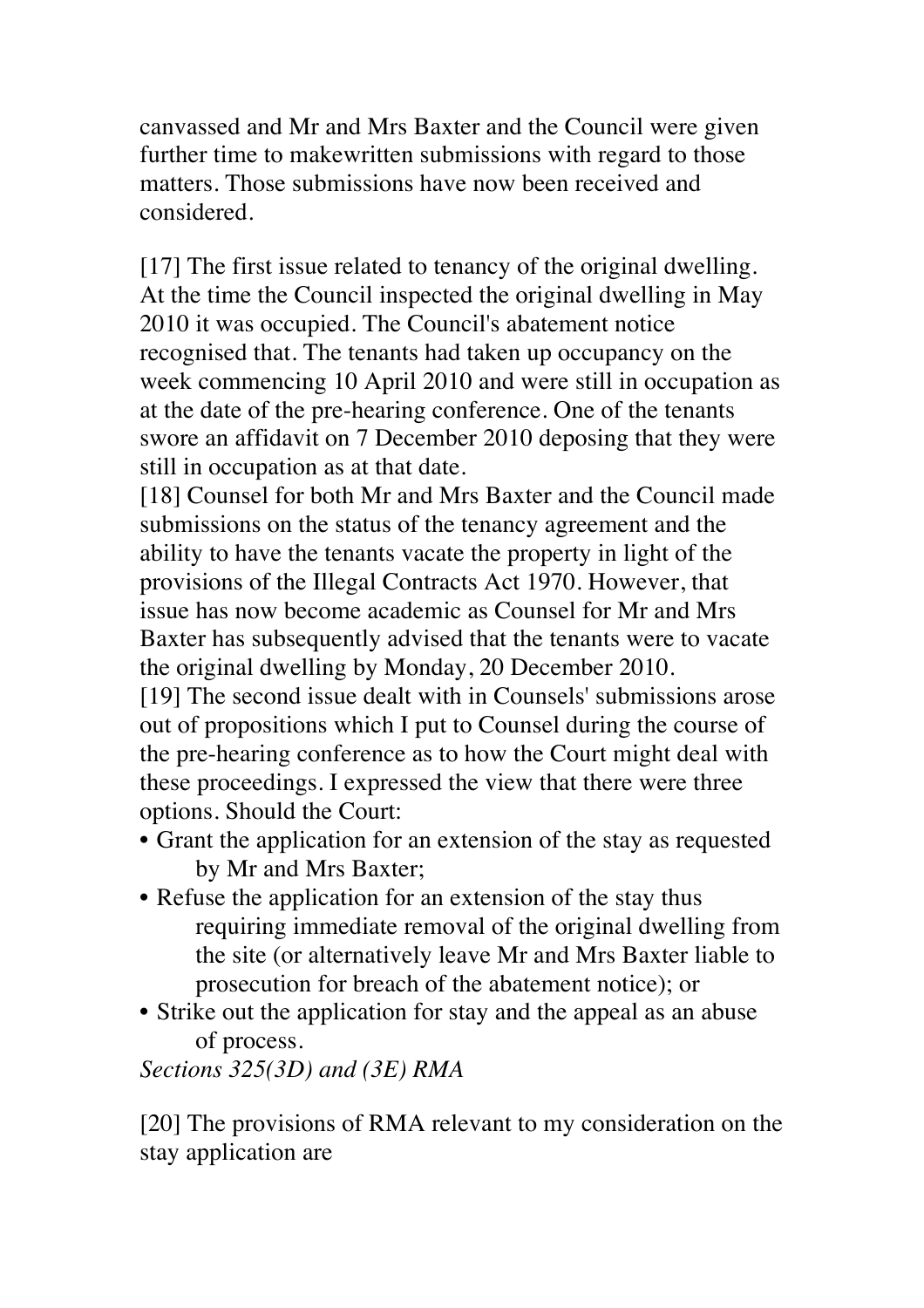canvassed and Mr and Mrs Baxter and the Council were given further time to makewritten submissions with regard to those matters. Those submissions have now been received and considered.

[17] The first issue related to tenancy of the original dwelling. At the time the Council inspected the original dwelling in May 2010 it was occupied. The Council's abatement notice recognised that. The tenants had taken up occupancy on the week commencing 10 April 2010 and were still in occupation as at the date of the pre-hearing conference. One of the tenants swore an affidavit on 7 December 2010 deposing that they were still in occupation as at that date.

[18] Counsel for both Mr and Mrs Baxter and the Council made submissions on the status of the tenancy agreement and the ability to have the tenants vacate the property in light of the provisions of the Illegal Contracts Act 1970. However, that issue has now become academic as Counsel for Mr and Mrs Baxter has subsequently advised that the tenants were to vacate the original dwelling by Monday, 20 December 2010.

[19] The second issue dealt with in Counsels' submissions arose out of propositions which I put to Counsel during the course of the pre-hearing conference as to how the Court might deal with these proceedings. I expressed the view that there were three options. Should the Court:

- Grant the application for an extension of the stay as requested by Mr and Mrs Baxter;
- Refuse the application for an extension of the stay thus requiring immediate removal of the original dwelling from the site (or alternatively leave Mr and Mrs Baxter liable to prosecution for breach of the abatement notice); or
- Strike out the application for stay and the appeal as an abuse of process.

*Sections 325(3D) and (3E) RMA*

[20] The provisions of RMA relevant to my consideration on the stay application are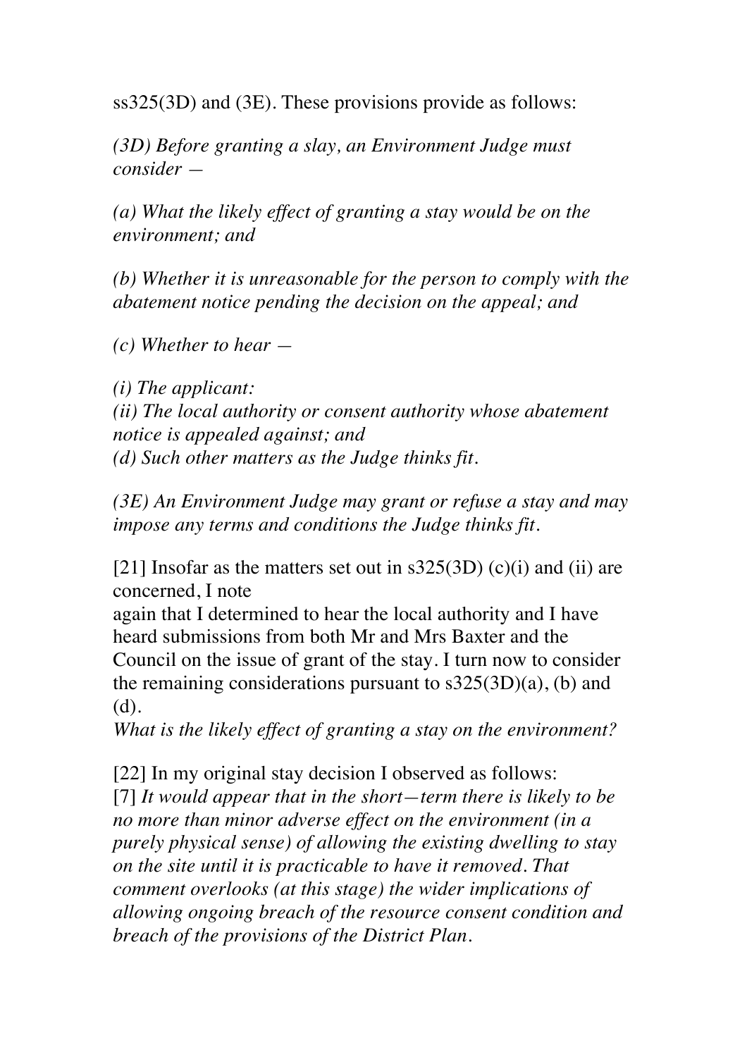ss325(3D) and (3E). These provisions provide as follows:

*(3D) Before granting a slay, an Environment Judge must consider —*

*(a) What the likely effect of granting a stay would be on the environment; and*

*(b) Whether it is unreasonable for the person to comply with the abatement notice pending the decision on the appeal; and*

*(c) Whether to hear —*

*(i) The applicant:*
*(ii) The local authority or consent authority whose abatement notice is appealed against; and*
*(d) Such other matters as the Judge thinks fit.*

*(3E) An Environment Judge may grant or refuse a stay and may impose any terms and conditions the Judge thinks fit.*

[21] Insofar as the matters set out in s325(3D) (c)(i) and (ii) are concerned, I note again that I determined to hear the local authority and I have heard submissions from both Mr and Mrs Baxter and the Council on the issue of grant of the stay. I turn now to consider the remaining considerations pursuant to s325(3D)(a), (b) and (d).

*What is the likely effect of granting a stay on the environment?*

[22] In my original stay decision I observed as follows:
[7] *It would appear that in the short—term there is likely to be no more than minor adverse effect on the environment (in a purely physical sense) of allowing the existing dwelling to stay on the site until it is practicable to have it removed. That comment overlooks (at this stage) the wider implications of allowing ongoing breach of the resource consent condition and breach of the provisions of the District Plan.*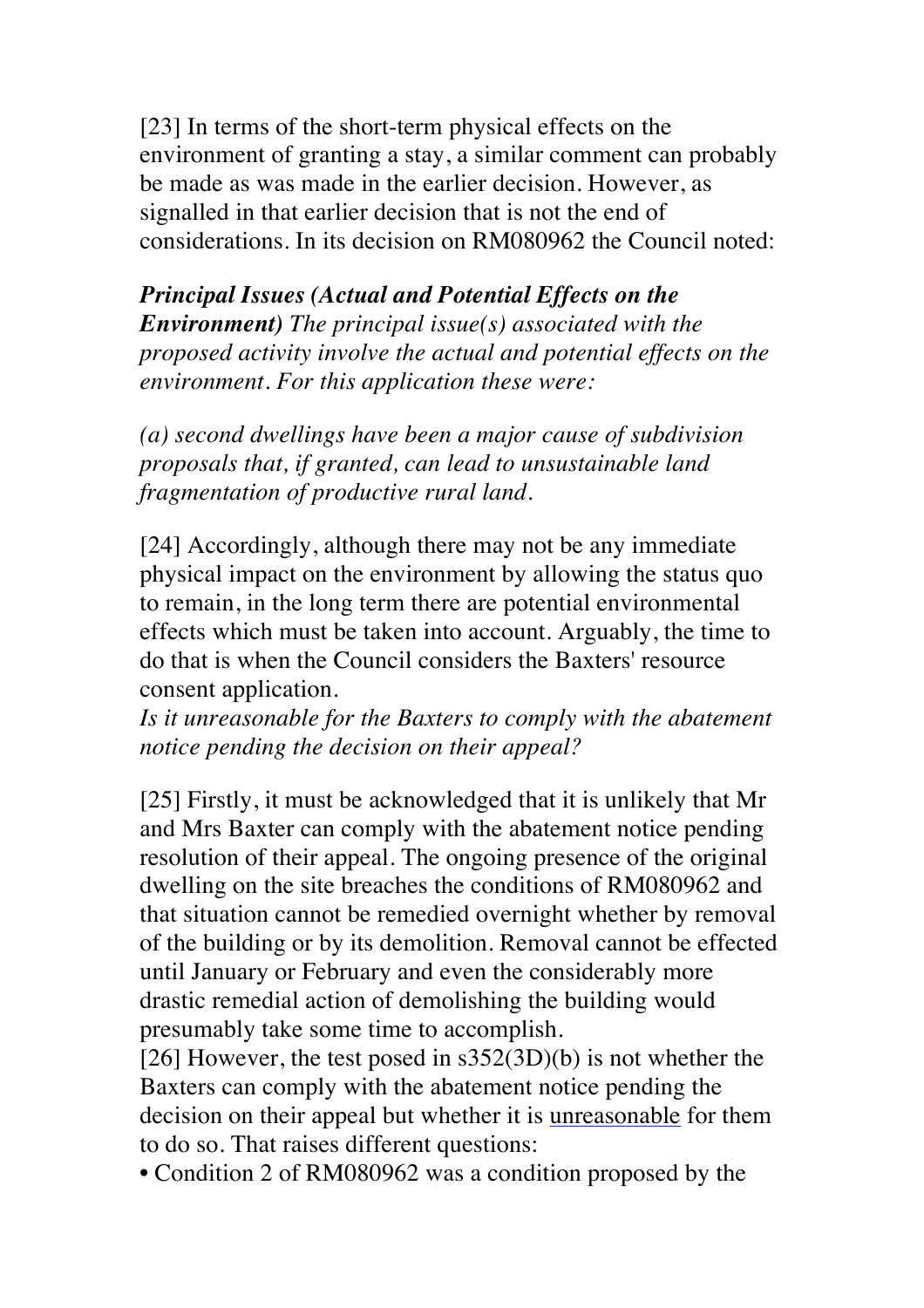[23] In terms of the short-term physical effects on the environment of granting a stay, a similar comment can probably be made as was made in the earlier decision. However, as signalled in that earlier decision that is not the end of considerations. In its decision on RM080962 the Council noted:

***Principal Issues (Actual and Potential Effects on the Environment)*** *The principal issue(s) associated with the proposed activity involve the actual and potential effects on the environment. For this application these were:*

*(a) second dwellings have been a major cause of subdivision proposals that, if granted, can lead to unsustainable land fragmentation of productive rural land.*

[24] Accordingly, although there may not be any immediate physical impact on the environment by allowing the status quo to remain, in the long term there are potential environmental effects which must be taken into account. Arguably, the time to do that is when the Council considers the Baxters' resource consent application.

*Is it unreasonable for the Baxters to comply with the abatement notice pending the decision on their appeal?*

[25] Firstly, it must be acknowledged that it is unlikely that Mr and Mrs Baxter can comply with the abatement notice pending resolution of their appeal. The ongoing presence of the original dwelling on the site breaches the conditions of RM080962 and that situation cannot be remedied overnight whether by removal of the building or by its demolition. Removal cannot be effected until January or February and even the considerably more drastic remedial action of demolishing the building would presumably take some time to accomplish.

[26] However, the test posed in s352(3D)(b) is not whether the Baxters can comply with the abatement notice pending the decision on their appeal but whether it is <u>unreasonable</u> for them to do so. That raises different questions:

- Condition 2 of RM080962 was a condition proposed by the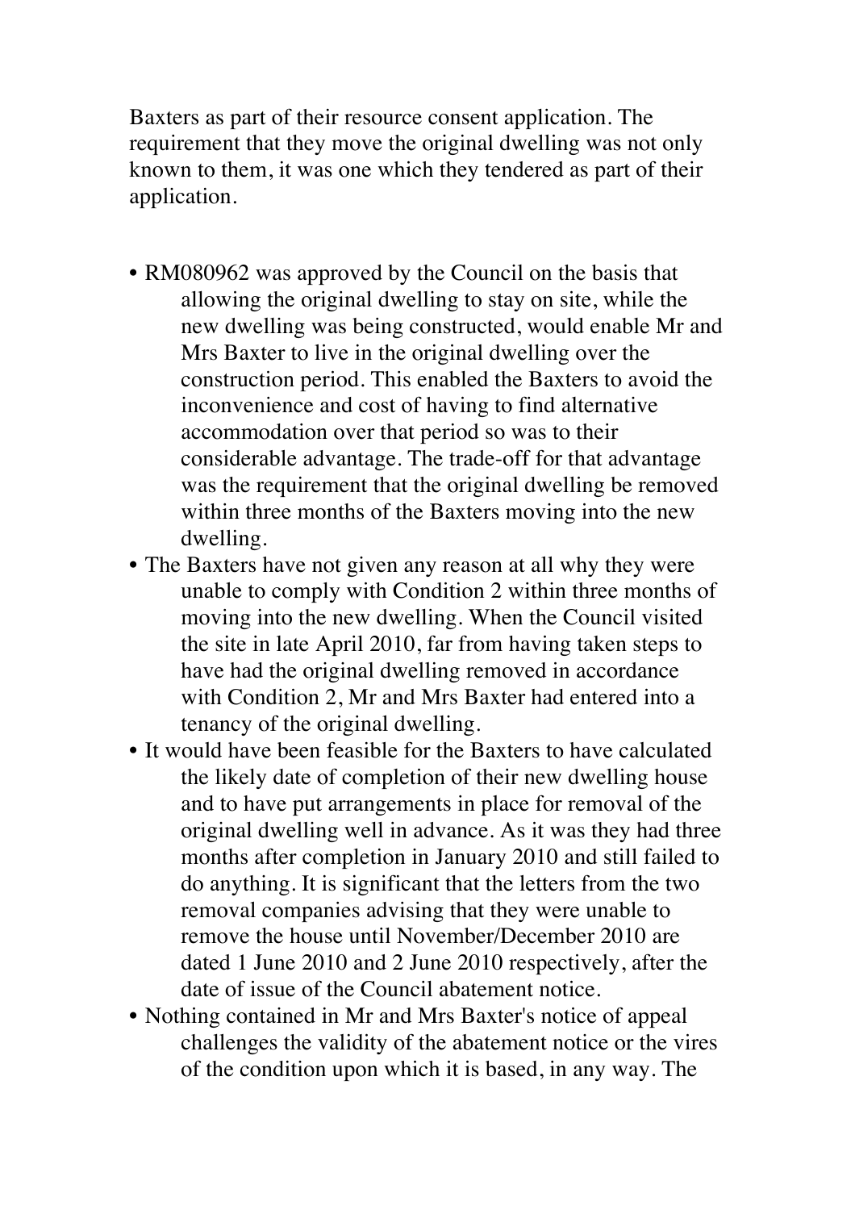Baxters as part of their resource consent application. The requirement that they move the original dwelling was not only known to them, it was one which they tendered as part of their application.

- RM080962 was approved by the Council on the basis that allowing the original dwelling to stay on site, while the new dwelling was being constructed, would enable Mr and Mrs Baxter to live in the original dwelling over the construction period. This enabled the Baxters to avoid the inconvenience and cost of having to find alternative accommodation over that period so was to their considerable advantage. The trade-off for that advantage was the requirement that the original dwelling be removed within three months of the Baxters moving into the new dwelling.
- The Baxters have not given any reason at all why they were unable to comply with Condition 2 within three months of moving into the new dwelling. When the Council visited the site in late April 2010, far from having taken steps to have had the original dwelling removed in accordance with Condition 2, Mr and Mrs Baxter had entered into a tenancy of the original dwelling.
- It would have been feasible for the Baxters to have calculated the likely date of completion of their new dwelling house and to have put arrangements in place for removal of the original dwelling well in advance. As it was they had three months after completion in January 2010 and still failed to do anything. It is significant that the letters from the two removal companies advising that they were unable to remove the house until November/December 2010 are dated 1 June 2010 and 2 June 2010 respectively, after the date of issue of the Council abatement notice.
- Nothing contained in Mr and Mrs Baxter's notice of appeal challenges the validity of the abatement notice or the vires of the condition upon which it is based, in any way. The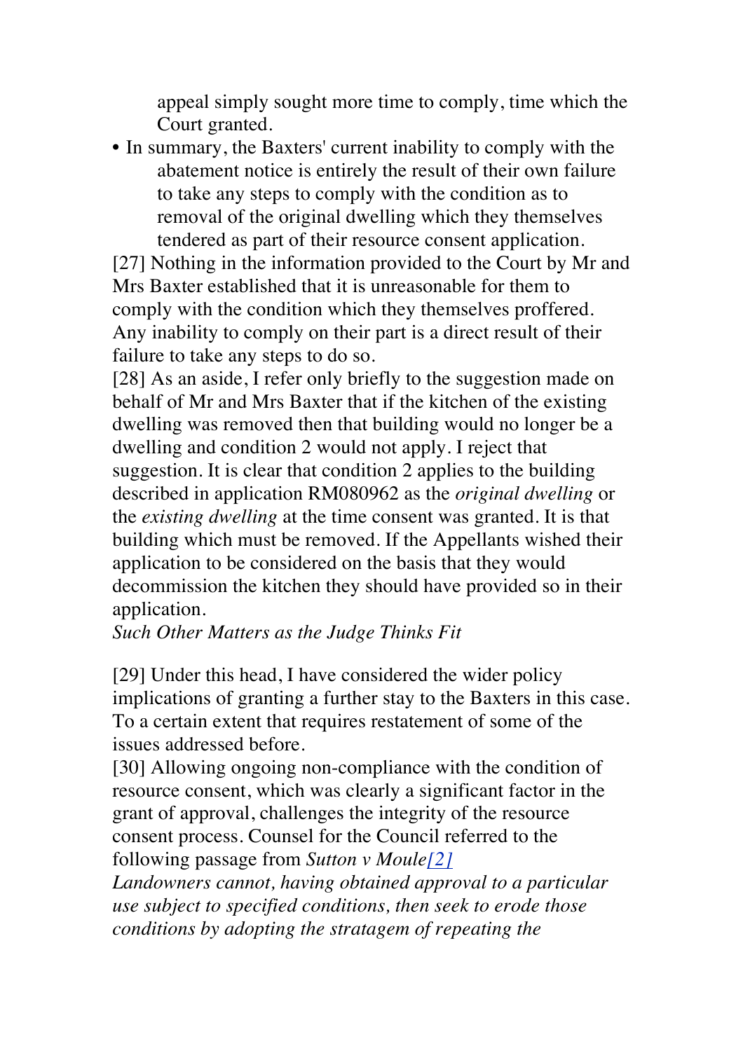appeal simply sought more time to comply, time which the Court granted.

- In summary, the Baxters' current inability to comply with the abatement notice is entirely the result of their own failure to take any steps to comply with the condition as to removal of the original dwelling which they themselves tendered as part of their resource consent application.

[27] Nothing in the information provided to the Court by Mr and Mrs Baxter established that it is unreasonable for them to comply with the condition which they themselves proffered. Any inability to comply on their part is a direct result of their failure to take any steps to do so.

[28] As an aside, I refer only briefly to the suggestion made on behalf of Mr and Mrs Baxter that if the kitchen of the existing dwelling was removed then that building would no longer be a dwelling and condition 2 would not apply. I reject that suggestion. It is clear that condition 2 applies to the building described in application RM080962 as the *original dwelling* or the *existing dwelling* at the time consent was granted. It is that building which must be removed. If the Appellants wished their application to be considered on the basis that they would decommission the kitchen they should have provided so in their application.

*Such Other Matters as the Judge Thinks Fit*

[29] Under this head, I have considered the wider policy implications of granting a further stay to the Baxters in this case. To a certain extent that requires restatement of some of the issues addressed before.

[30] Allowing ongoing non-compliance with the condition of resource consent, which was clearly a significant factor in the grant of approval, challenges the integrity of the resource consent process. Counsel for the Council referred to the following passage from *Sutton v Moule*[2]

*Landowners cannot, having obtained approval to a particular use subject to specified conditions, then seek to erode those conditions by adopting the stratagem of repeating the*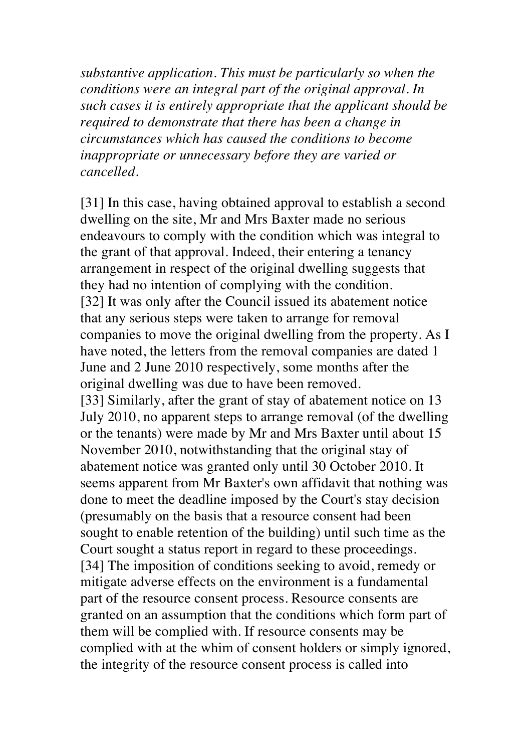*substantive application. This must be particularly so when the conditions were an integral part of the original approval. In such cases it is entirely appropriate that the applicant should be required to demonstrate that there has been a change in circumstances which has caused the conditions to become inappropriate or unnecessary before they are varied or cancelled.*

[31] In this case, having obtained approval to establish a second dwelling on the site, Mr and Mrs Baxter made no serious endeavours to comply with the condition which was integral to the grant of that approval. Indeed, their entering a tenancy arrangement in respect of the original dwelling suggests that they had no intention of complying with the condition.

[32] It was only after the Council issued its abatement notice that any serious steps were taken to arrange for removal companies to move the original dwelling from the property. As I have noted, the letters from the removal companies are dated 1 June and 2 June 2010 respectively, some months after the original dwelling was due to have been removed.

[33] Similarly, after the grant of stay of abatement notice on 13 July 2010, no apparent steps to arrange removal (of the dwelling or the tenants) were made by Mr and Mrs Baxter until about 15 November 2010, notwithstanding that the original stay of abatement notice was granted only until 30 October 2010. It seems apparent from Mr Baxter's own affidavit that nothing was done to meet the deadline imposed by the Court's stay decision (presumably on the basis that a resource consent had been sought to enable retention of the building) until such time as the Court sought a status report in regard to these proceedings.

[34] The imposition of conditions seeking to avoid, remedy or mitigate adverse effects on the environment is a fundamental part of the resource consent process. Resource consents are granted on an assumption that the conditions which form part of them will be complied with. If resource consents may be complied with at the whim of consent holders or simply ignored, the integrity of the resource consent process is called into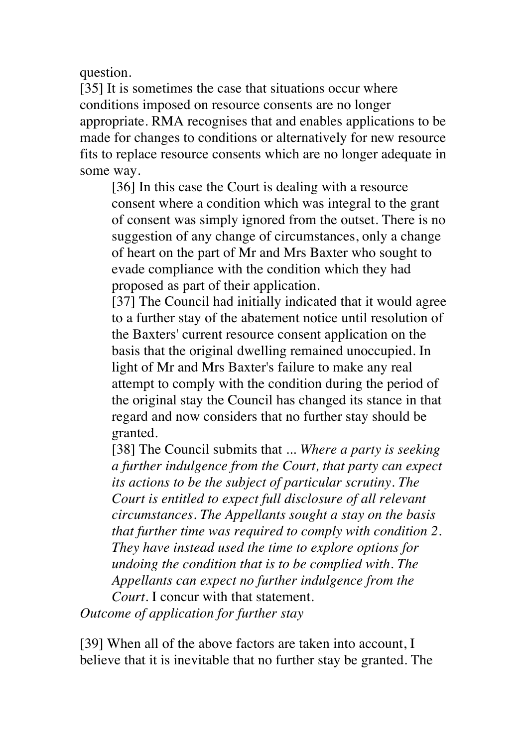question.

[35] It is sometimes the case that situations occur where conditions imposed on resource consents are no longer appropriate. RMA recognises that and enables applications to be made for changes to conditions or alternatively for new resource fits to replace resource consents which are no longer adequate in some way.

[36] In this case the Court is dealing with a resource consent where a condition which was integral to the grant of consent was simply ignored from the outset. There is no suggestion of any change of circumstances, only a change of heart on the part of Mr and Mrs Baxter who sought to evade compliance with the condition which they had proposed as part of their application.

[37] The Council had initially indicated that it would agree to a further stay of the abatement notice until resolution of the Baxters' current resource consent application on the basis that the original dwelling remained unoccupied. In light of Mr and Mrs Baxter's failure to make any real attempt to comply with the condition during the period of the original stay the Council has changed its stance in that regard and now considers that no further stay should be granted.

[38] The Council submits that ... *Where a party is seeking a further indulgence from the Court, that party can expect its actions to be the subject of particular scrutiny. The Court is entitled to expect full disclosure of all relevant circumstances. The Appellants sought a stay on the basis that further time was required to comply with condition 2. They have instead used the time to explore options for undoing the condition that is to be complied with. The Appellants can expect no further indulgence from the Court.* I concur with that statement.

*Outcome of application for further stay*

[39] When all of the above factors are taken into account, I believe that it is inevitable that no further stay be granted. The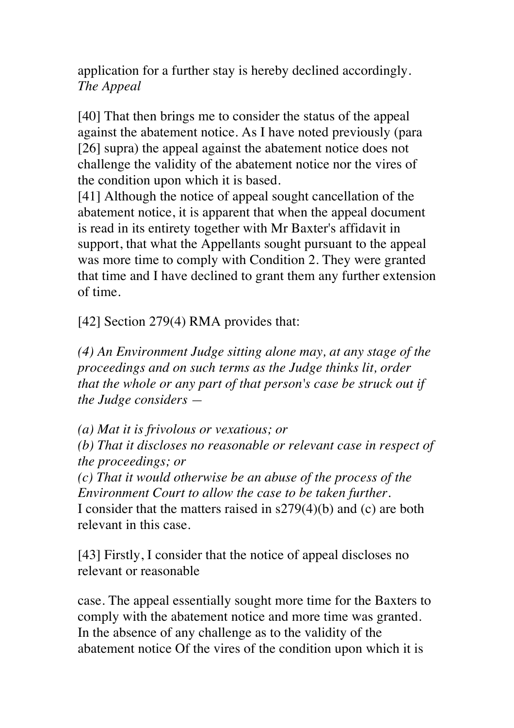application for a further stay is hereby declined accordingly.

*The Appeal*

[40] That then brings me to consider the status of the appeal against the abatement notice. As I have noted previously (para [26] supra) the appeal against the abatement notice does not challenge the validity of the abatement notice nor the vires of the condition upon which it is based.

[41] Although the notice of appeal sought cancellation of the abatement notice, it is apparent that when the appeal document is read in its entirety together with Mr Baxter's affidavit in support, that what the Appellants sought pursuant to the appeal was more time to comply with Condition 2. They were granted that time and I have declined to grant them any further extension of time.

[42] Section 279(4) RMA provides that:

*(4) An Environment Judge sitting alone may, at any stage of the proceedings and on such terms as the Judge thinks lit, order that the whole or any part of that person's case be struck out if the Judge considers —*

*(a) Mat it is frivolous or vexatious; or*

*(b) That it discloses no reasonable or relevant case in respect of the proceedings; or*

*(c) That it would otherwise be an abuse of the process of the Environment Court to allow the case to be taken further.*

I consider that the matters raised in s279(4)(b) and (c) are both relevant in this case.

[43] Firstly, I consider that the notice of appeal discloses no relevant or reasonable

case. The appeal essentially sought more time for the Baxters to comply with the abatement notice and more time was granted. In the absence of any challenge as to the validity of the abatement notice Of the vires of the condition upon which it is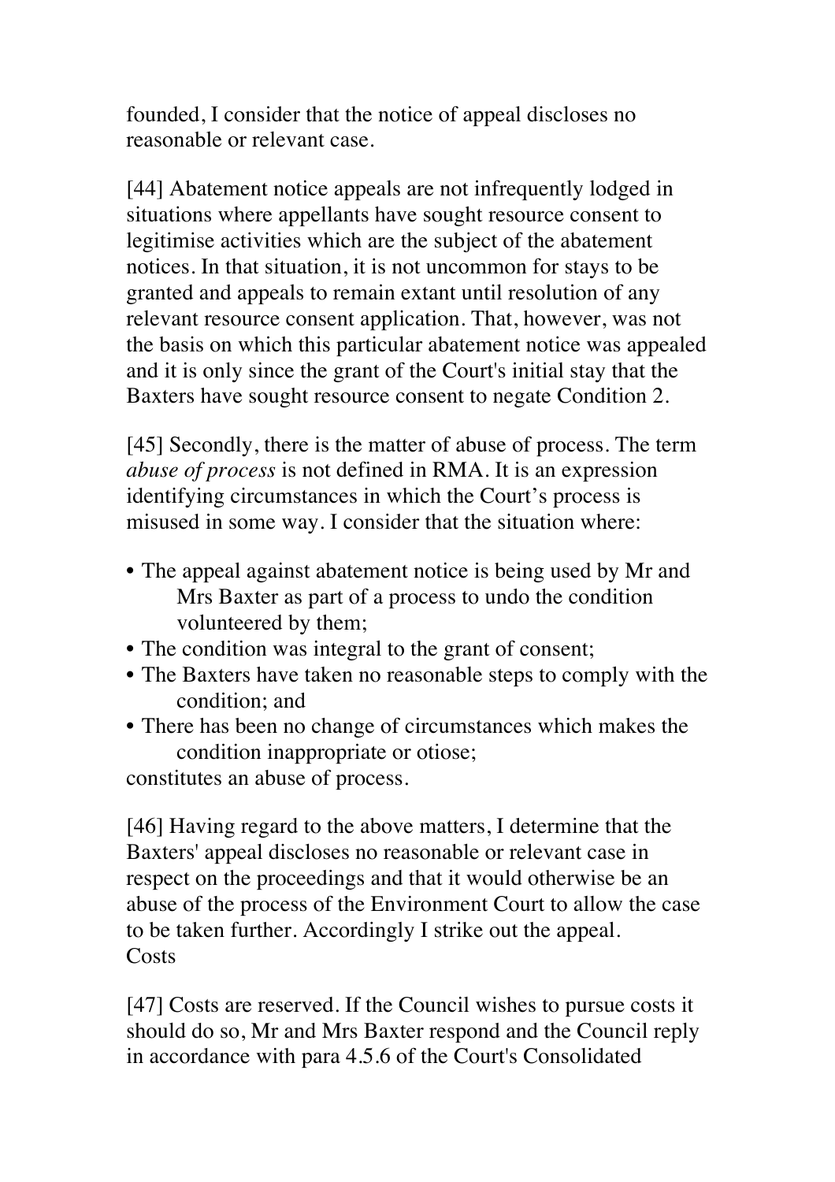founded, I consider that the notice of appeal discloses no reasonable or relevant case.

[44] Abatement notice appeals are not infrequently lodged in situations where appellants have sought resource consent to legitimise activities which are the subject of the abatement notices. In that situation, it is not uncommon for stays to be granted and appeals to remain extant until resolution of any relevant resource consent application. That, however, was not the basis on which this particular abatement notice was appealed and it is only since the grant of the Court's initial stay that the Baxters have sought resource consent to negate Condition 2.

[45] Secondly, there is the matter of abuse of process. The term *abuse of process* is not defined in RMA. It is an expression identifying circumstances in which the Court's process is misused in some way. I consider that the situation where:

- The appeal against abatement notice is being used by Mr and Mrs Baxter as part of a process to undo the condition volunteered by them;
- The condition was integral to the grant of consent;
- The Baxters have taken no reasonable steps to comply with the condition; and
- There has been no change of circumstances which makes the condition inappropriate or otiose;

constitutes an abuse of process.

[46] Having regard to the above matters, I determine that the Baxters' appeal discloses no reasonable or relevant case in respect on the proceedings and that it would otherwise be an abuse of the process of the Environment Court to allow the case to be taken further. Accordingly I strike out the appeal.

## Costs

[47] Costs are reserved. If the Council wishes to pursue costs it should do so, Mr and Mrs Baxter respond and the Council reply in accordance with para 4.5.6 of the Court's Consolidated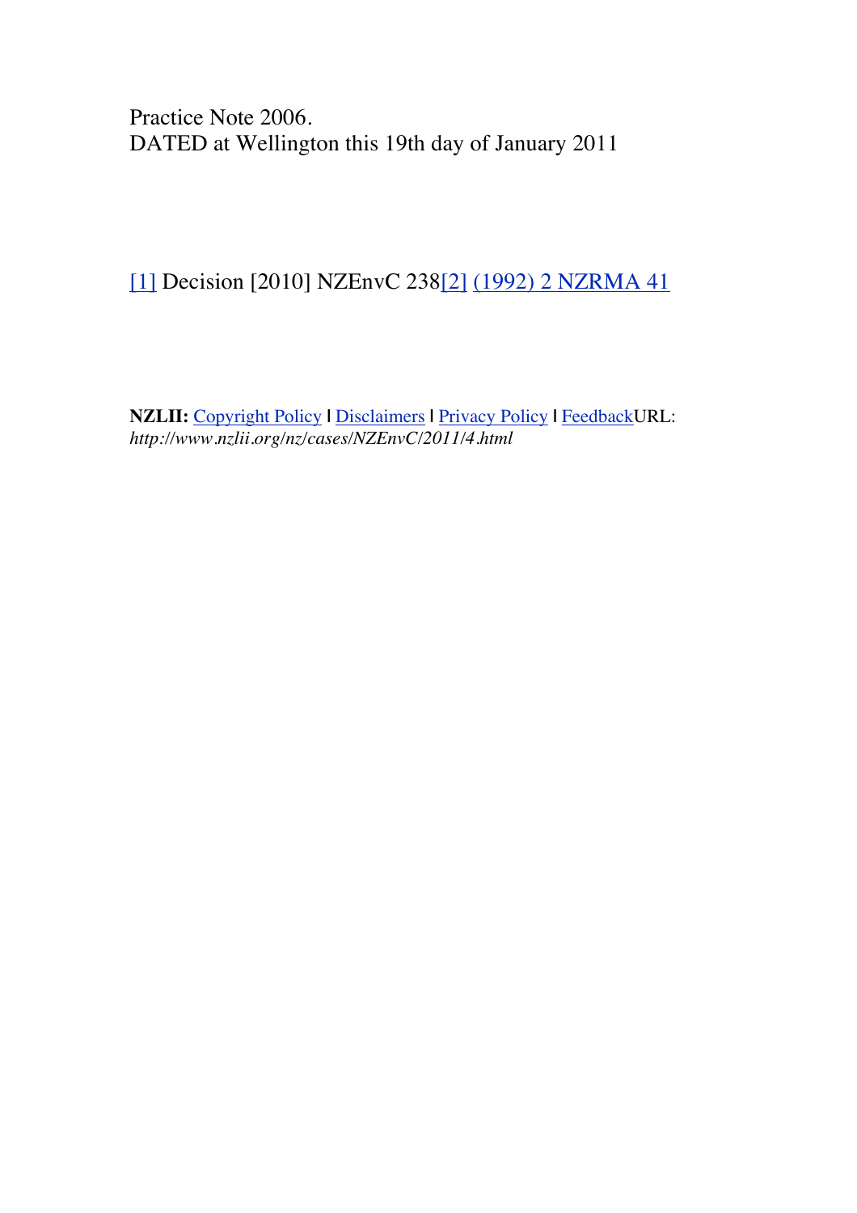Practice Note 2006.
DATED at Wellington this 19th day of January 2011

[1] Decision [2010] NZEnvC 238[2] (1992) 2 NZRMA 41

**NZLII:** Copyright Policy | Disclaimers | Privacy Policy | FeedbackURL: *http://www.nzlii.org/nz/cases/NZEnvC/2011/4.html*